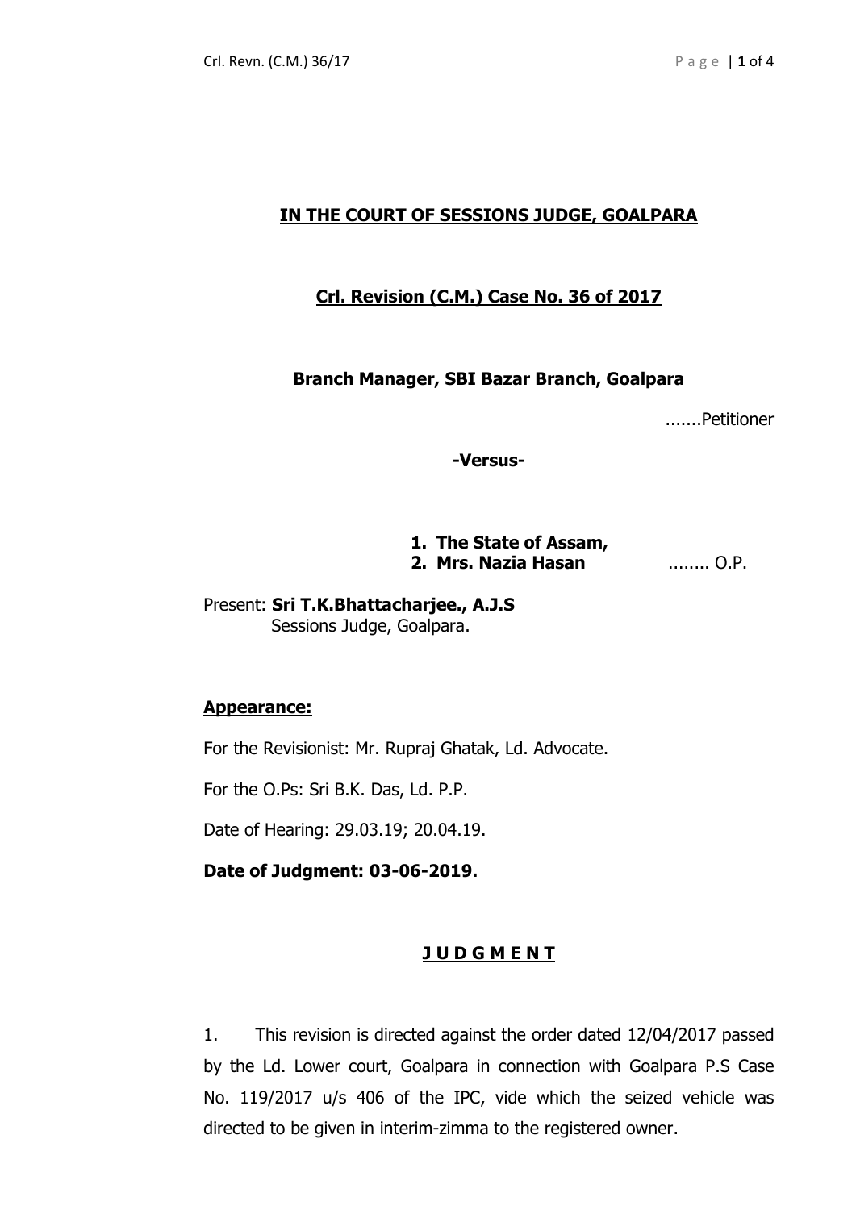## IN THE COURT OF SESSIONS JUDGE, GOALPARA

### Crl. Revision (C.M.) Case No. 36 of 2017

**Branch Manager, SBI Bazar Branch, Goalpara**

.......Petitioner

**-Versus-**

1. **The State of Assam,**
2. **Mrs. Nazia Hasan** ........ O.P.

Present: **Sri T.K.Bhattacharjee., A.J.S**
Sessions Judge, Goalpara.

**Appearance:**

For the Revisionist: Mr. Rupraj Ghatak, Ld. Advocate.

For the O.Ps: Sri B.K. Das, Ld. P.P.

Date of Hearing: 29.03.19; 20.04.19.

**Date of Judgment: 03-06-2019.**

## J U D G M E N T

1. This revision is directed against the order dated 12/04/2017 passed by the Ld. Lower court, Goalpara in connection with Goalpara P.S Case No. 119/2017 u/s 406 of the IPC, vide which the seized vehicle was directed to be given in interim-zimma to the registered owner.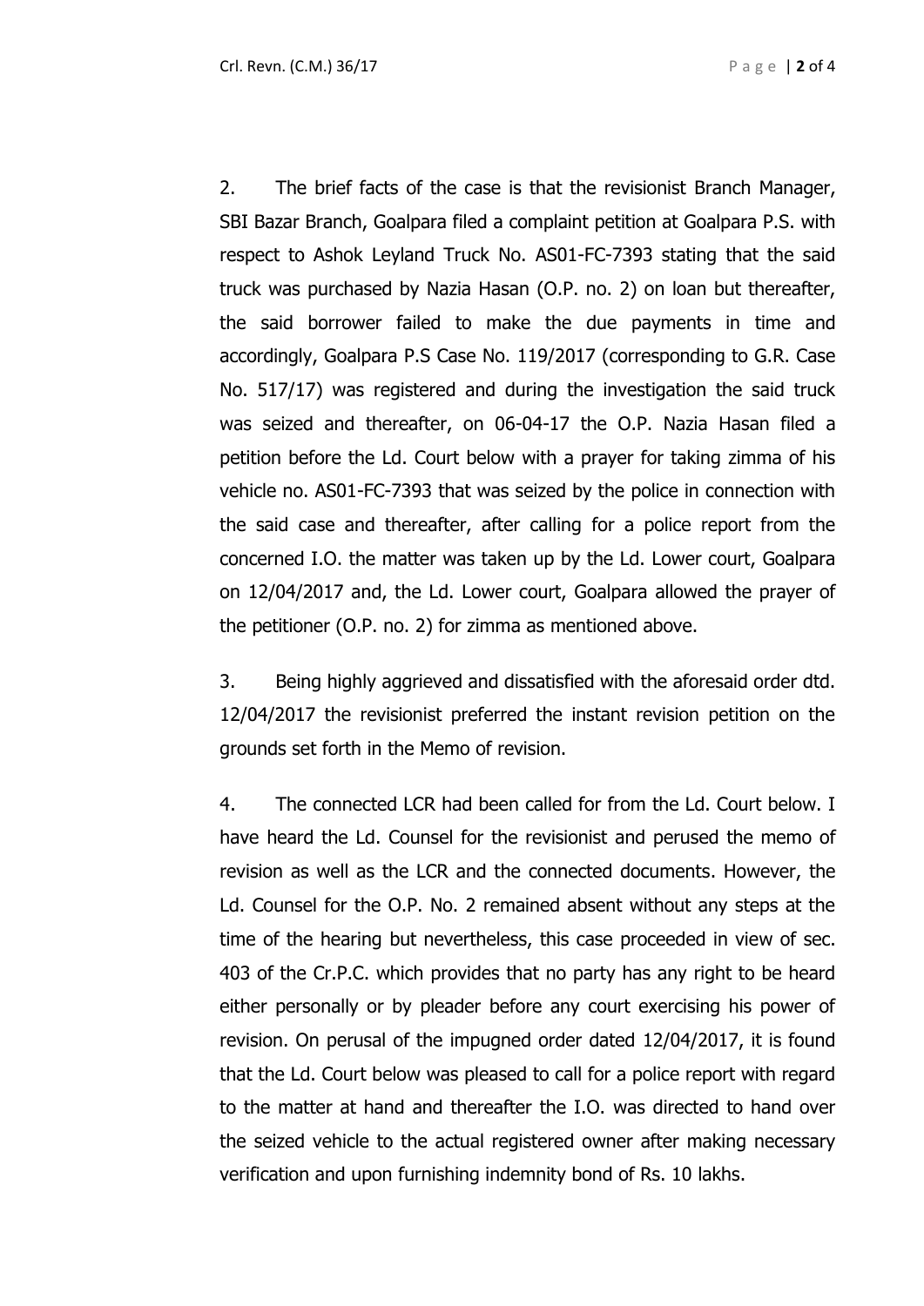2. The brief facts of the case is that the revisionist Branch Manager, SBI Bazar Branch, Goalpara filed a complaint petition at Goalpara P.S. with respect to Ashok Leyland Truck No. AS01-FC-7393 stating that the said truck was purchased by Nazia Hasan (O.P. no. 2) on loan but thereafter, the said borrower failed to make the due payments in time and accordingly, Goalpara P.S Case No. 119/2017 (corresponding to G.R. Case No. 517/17) was registered and during the investigation the said truck was seized and thereafter, on 06-04-17 the O.P. Nazia Hasan filed a petition before the Ld. Court below with a prayer for taking zimma of his vehicle no. AS01-FC-7393 that was seized by the police in connection with the said case and thereafter, after calling for a police report from the concerned I.O. the matter was taken up by the Ld. Lower court, Goalpara on 12/04/2017 and, the Ld. Lower court, Goalpara allowed the prayer of the petitioner (O.P. no. 2) for zimma as mentioned above.

3. Being highly aggrieved and dissatisfied with the aforesaid order dtd. 12/04/2017 the revisionist preferred the instant revision petition on the grounds set forth in the Memo of revision.

4. The connected LCR had been called for from the Ld. Court below. I have heard the Ld. Counsel for the revisionist and perused the memo of revision as well as the LCR and the connected documents. However, the Ld. Counsel for the O.P. No. 2 remained absent without any steps at the time of the hearing but nevertheless, this case proceeded in view of sec. 403 of the Cr.P.C. which provides that no party has any right to be heard either personally or by pleader before any court exercising his power of revision. On perusal of the impugned order dated 12/04/2017, it is found that the Ld. Court below was pleased to call for a police report with regard to the matter at hand and thereafter the I.O. was directed to hand over the seized vehicle to the actual registered owner after making necessary verification and upon furnishing indemnity bond of Rs. 10 lakhs.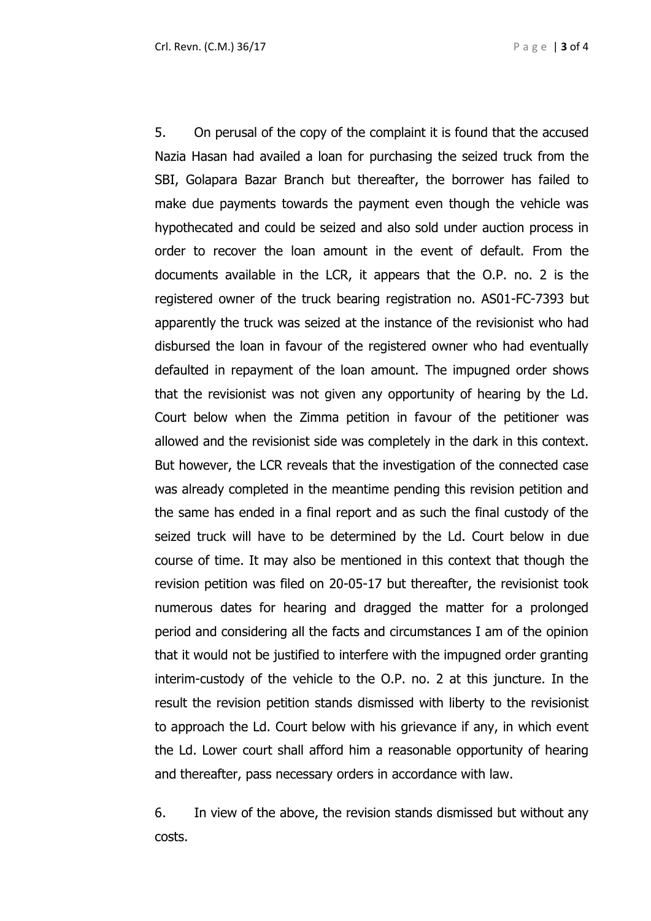5. On perusal of the copy of the complaint it is found that the accused Nazia Hasan had availed a loan for purchasing the seized truck from the SBI, Golapara Bazar Branch but thereafter, the borrower has failed to make due payments towards the payment even though the vehicle was hypothecated and could be seized and also sold under auction process in order to recover the loan amount in the event of default. From the documents available in the LCR, it appears that the O.P. no. 2 is the registered owner of the truck bearing registration no. AS01-FC-7393 but apparently the truck was seized at the instance of the revisionist who had disbursed the loan in favour of the registered owner who had eventually defaulted in repayment of the loan amount. The impugned order shows that the revisionist was not given any opportunity of hearing by the Ld. Court below when the Zimma petition in favour of the petitioner was allowed and the revisionist side was completely in the dark in this context. But however, the LCR reveals that the investigation of the connected case was already completed in the meantime pending this revision petition and the same has ended in a final report and as such the final custody of the seized truck will have to be determined by the Ld. Court below in due course of time. It may also be mentioned in this context that though the revision petition was filed on 20-05-17 but thereafter, the revisionist took numerous dates for hearing and dragged the matter for a prolonged period and considering all the facts and circumstances I am of the opinion that it would not be justified to interfere with the impugned order granting interim-custody of the vehicle to the O.P. no. 2 at this juncture. In the result the revision petition stands dismissed with liberty to the revisionist to approach the Ld. Court below with his grievance if any, in which event the Ld. Lower court shall afford him a reasonable opportunity of hearing and thereafter, pass necessary orders in accordance with law.

6. In view of the above, the revision stands dismissed but without any costs.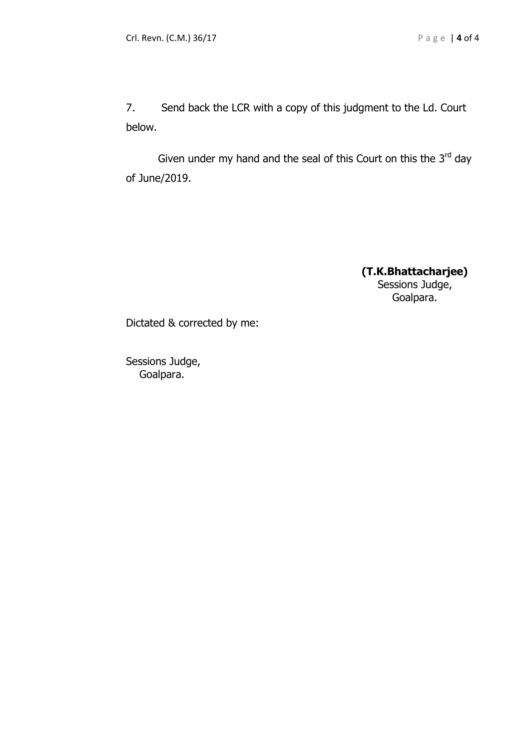7. Send back the LCR with a copy of this judgment to the Ld. Court below.

Given under my hand and the seal of this Court on this the 3rd day of June/2019.

**(T.K.Bhattacharjee)**
Sessions Judge,
Goalpara.

Dictated & corrected by me:

Sessions Judge,
Goalpara.